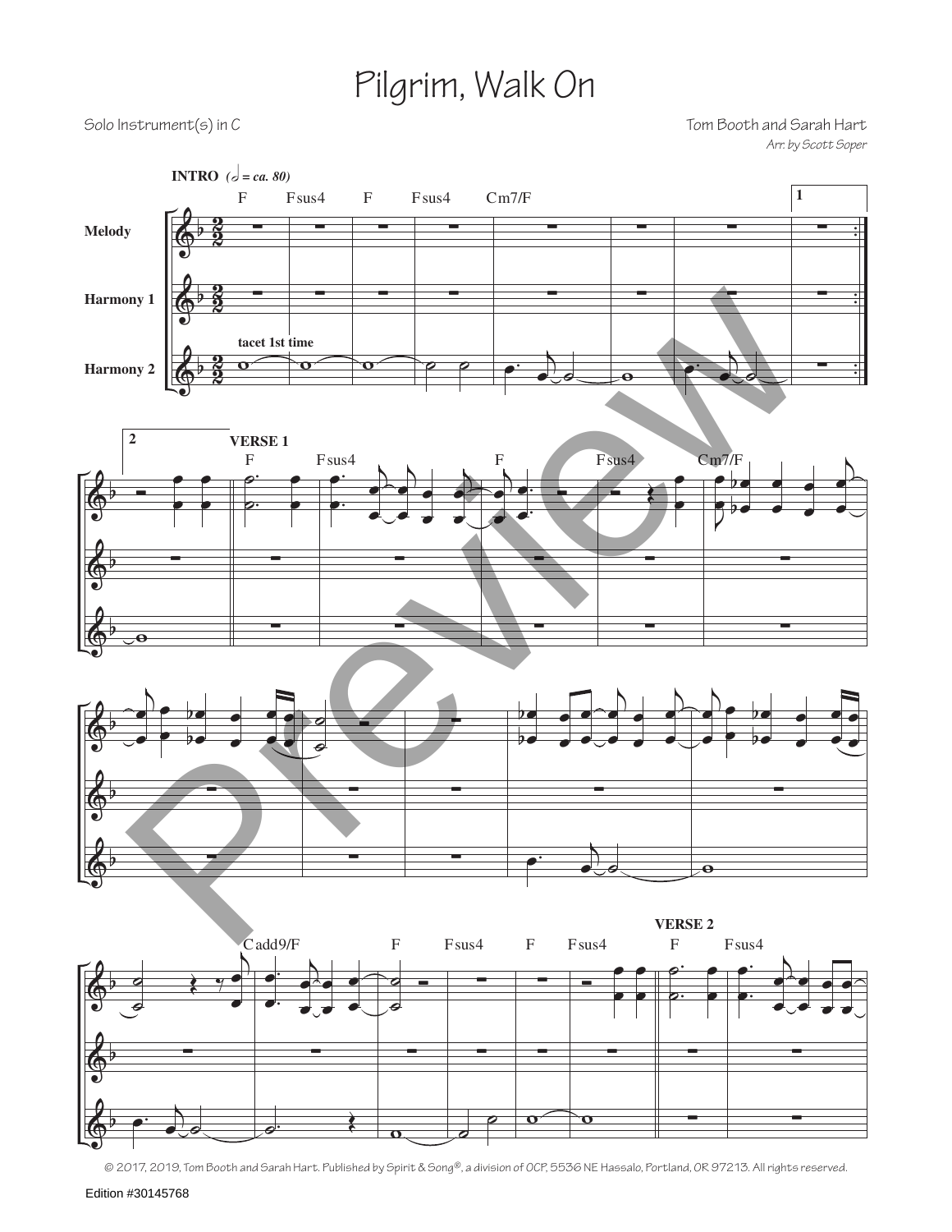# Pilgrim, Walk On

Solo Instrument(s) in C

Tom Booth and Sarah Hart

*Arr. by Scott Soper*

© 2017, 2019, Tom Booth and Sarah Hart. Published by Spirit & Song®, a division of OCP, 5536 NE Hassalo, Portland, OR 97213. All rights reserved.

Edition #30145768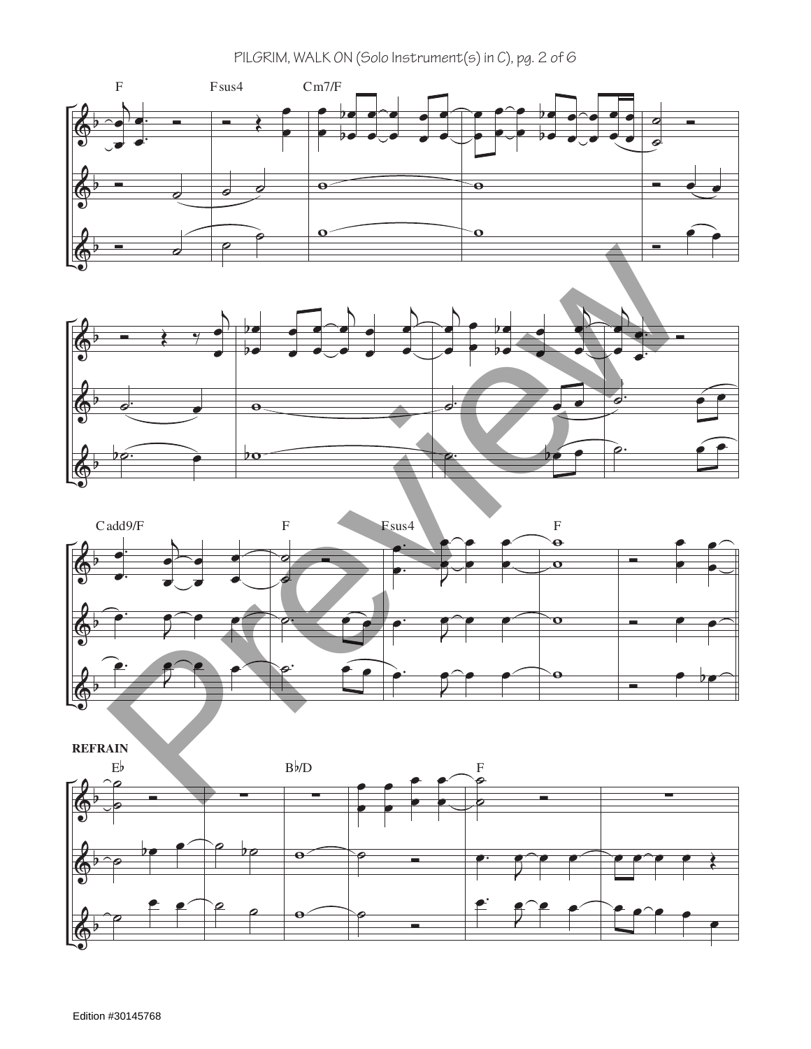F Fsus4 Cm7/F

Cadd9/F F Fsus4 F

**REFRAIN**

E♭ B♭/D F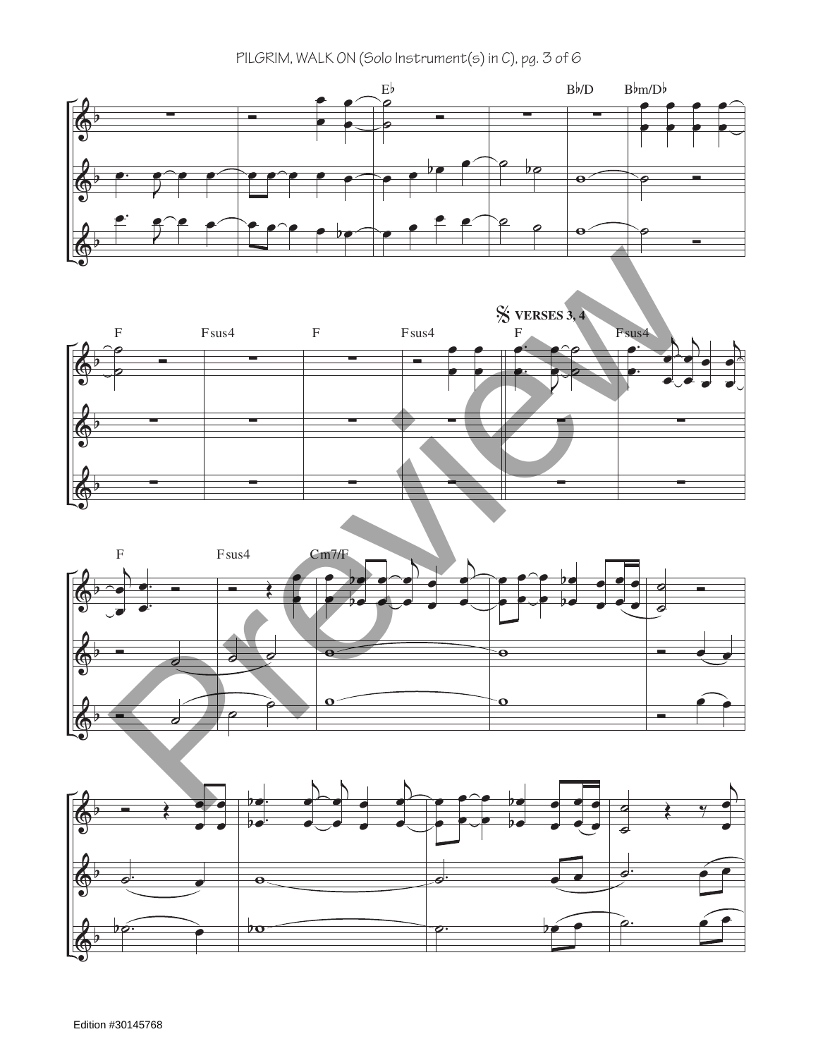**VERSES 3, 4**

Edition #30145768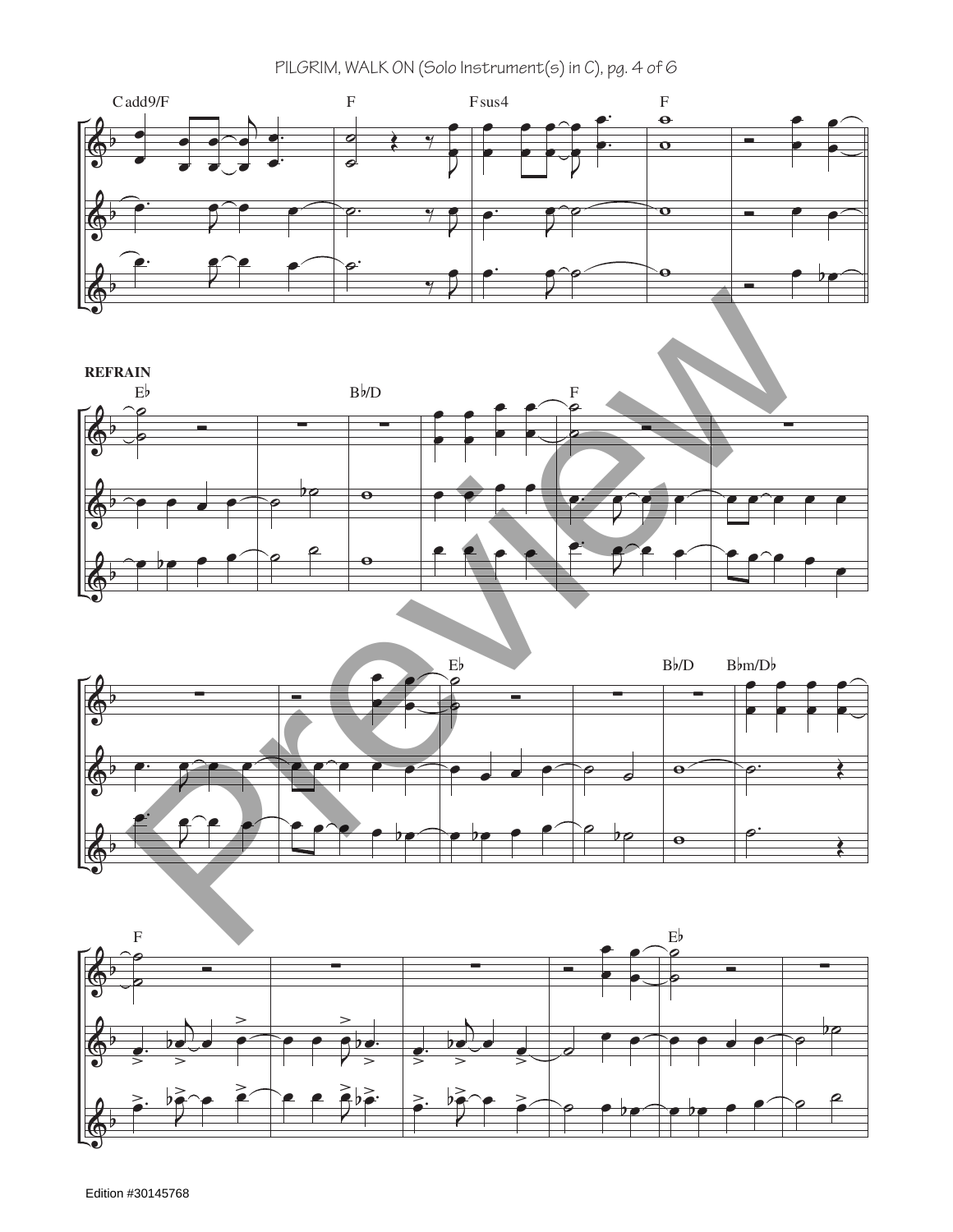REFRAIN

Edition #30145768